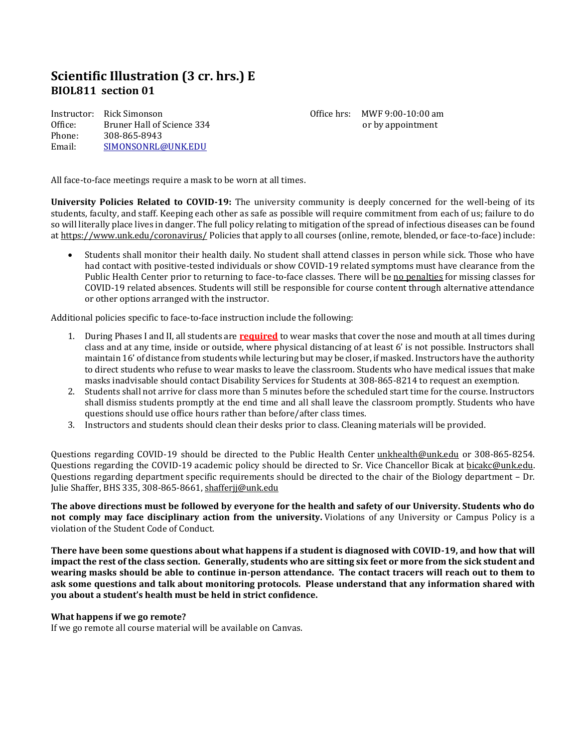# Scientific Illustration (3 cr. hrs.) E
## BIOL811 section 01

Instructor: Rick Simonson
Office: Bruner Hall of Science 334
Phone: 308-865-8943
Email: [SIMONSONRL@UNK.EDU](mailto:SIMONSONRL@UNK.EDU)

Office hrs: MWF 9:00-10:00 am
or by appointment

All face-to-face meetings require a mask to be worn at all times.

**University Policies Related to COVID-19:** The university community is deeply concerned for the well-being of its students, faculty, and staff. Keeping each other as safe as possible will require commitment from each of us; failure to do so will literally place lives in danger. The full policy relating to mitigation of the spread of infectious diseases can be found at https://www.unk.edu/coronavirus/ Policies that apply to all courses (online, remote, blended, or face-to-face) include:

- Students shall monitor their health daily. No student shall attend classes in person while sick. Those who have had contact with positive-tested individuals or show COVID-19 related symptoms must have clearance from the Public Health Center prior to returning to face-to-face classes. There will be no penalties for missing classes for COVID-19 related absences. Students will still be responsible for course content through alternative attendance or other options arranged with the instructor.

Additional policies specific to face-to-face instruction include the following:

1. During Phases I and II, all students are **required** to wear masks that cover the nose and mouth at all times during class and at any time, inside or outside, where physical distancing of at least 6' is not possible. Instructors shall maintain 16' of distance from students while lecturing but may be closer, if masked. Instructors have the authority to direct students who refuse to wear masks to leave the classroom. Students who have medical issues that make masks inadvisable should contact Disability Services for Students at 308-865-8214 to request an exemption.
2. Students shall not arrive for class more than 5 minutes before the scheduled start time for the course. Instructors shall dismiss students promptly at the end time and all shall leave the classroom promptly. Students who have questions should use office hours rather than before/after class times.
3. Instructors and students should clean their desks prior to class. Cleaning materials will be provided.

Questions regarding COVID-19 should be directed to the Public Health Center unkhealth@unk.edu or 308-865-8254. Questions regarding the COVID-19 academic policy should be directed to Sr. Vice Chancellor Bicak at bicakc@unk.edu. Questions regarding department specific requirements should be directed to the chair of the Biology department – Dr. Julie Shaffer, BHS 335, 308-865-8661, shafferjj@unk.edu

**The above directions must be followed by everyone for the health and safety of our University. Students who do not comply may face disciplinary action from the university.** Violations of any University or Campus Policy is a violation of the Student Code of Conduct.

**There have been some questions about what happens if a student is diagnosed with COVID-19, and how that will impact the rest of the class section. Generally, students who are sitting six feet or more from the sick student and wearing masks should be able to continue in-person attendance. The contact tracers will reach out to them to ask some questions and talk about monitoring protocols. Please understand that any information shared with you about a student's health must be held in strict confidence.**

**What happens if we go remote?**
If we go remote all course material will be available on Canvas.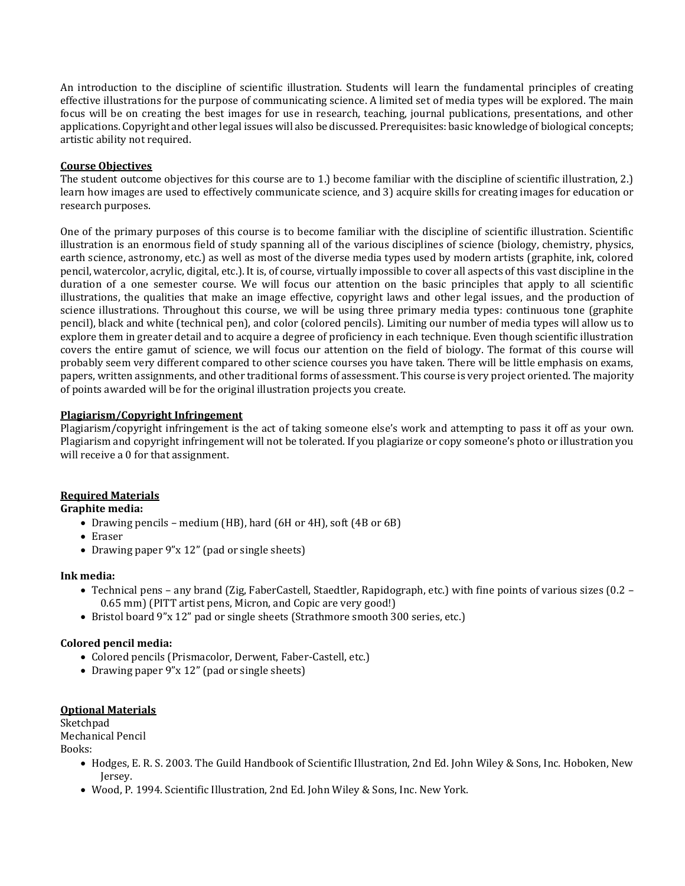An introduction to the discipline of scientific illustration. Students will learn the fundamental principles of creating effective illustrations for the purpose of communicating science. A limited set of media types will be explored. The main focus will be on creating the best images for use in research, teaching, journal publications, presentations, and other applications. Copyright and other legal issues will also be discussed. Prerequisites: basic knowledge of biological concepts; artistic ability not required.

**Course Objectives**

The student outcome objectives for this course are to 1.) become familiar with the discipline of scientific illustration, 2.) learn how images are used to effectively communicate science, and 3) acquire skills for creating images for education or research purposes.

One of the primary purposes of this course is to become familiar with the discipline of scientific illustration. Scientific illustration is an enormous field of study spanning all of the various disciplines of science (biology, chemistry, physics, earth science, astronomy, etc.) as well as most of the diverse media types used by modern artists (graphite, ink, colored pencil, watercolor, acrylic, digital, etc.). It is, of course, virtually impossible to cover all aspects of this vast discipline in the duration of a one semester course. We will focus our attention on the basic principles that apply to all scientific illustrations, the qualities that make an image effective, copyright laws and other legal issues, and the production of science illustrations. Throughout this course, we will be using three primary media types: continuous tone (graphite pencil), black and white (technical pen), and color (colored pencils). Limiting our number of media types will allow us to explore them in greater detail and to acquire a degree of proficiency in each technique. Even though scientific illustration covers the entire gamut of science, we will focus our attention on the field of biology. The format of this course will probably seem very different compared to other science courses you have taken. There will be little emphasis on exams, papers, written assignments, and other traditional forms of assessment. This course is very project oriented. The majority of points awarded will be for the original illustration projects you create.

**Plagiarism/Copyright Infringement**

Plagiarism/copyright infringement is the act of taking someone else's work and attempting to pass it off as your own. Plagiarism and copyright infringement will not be tolerated. If you plagiarize or copy someone's photo or illustration you will receive a 0 for that assignment.

**Required Materials**

**Graphite media:**

- Drawing pencils – medium (HB), hard (6H or 4H), soft (4B or 6B)
- Eraser
- Drawing paper 9"x 12" (pad or single sheets)

**Ink media:**

- Technical pens – any brand (Zig, FaberCastell, Staedtler, Rapidograph, etc.) with fine points of various sizes (0.2 – 0.65 mm) (PITT artist pens, Micron, and Copic are very good!)
- Bristol board 9"x 12" pad or single sheets (Strathmore smooth 300 series, etc.)

**Colored pencil media:**

- Colored pencils (Prismacolor, Derwent, Faber-Castell, etc.)
- Drawing paper 9"x 12" (pad or single sheets)

**Optional Materials**

Sketchpad
Mechanical Pencil
Books:

- Hodges, E. R. S. 2003. The Guild Handbook of Scientific Illustration, 2nd Ed. John Wiley & Sons, Inc. Hoboken, New Jersey.
- Wood, P. 1994. Scientific Illustration, 2nd Ed. John Wiley & Sons, Inc. New York.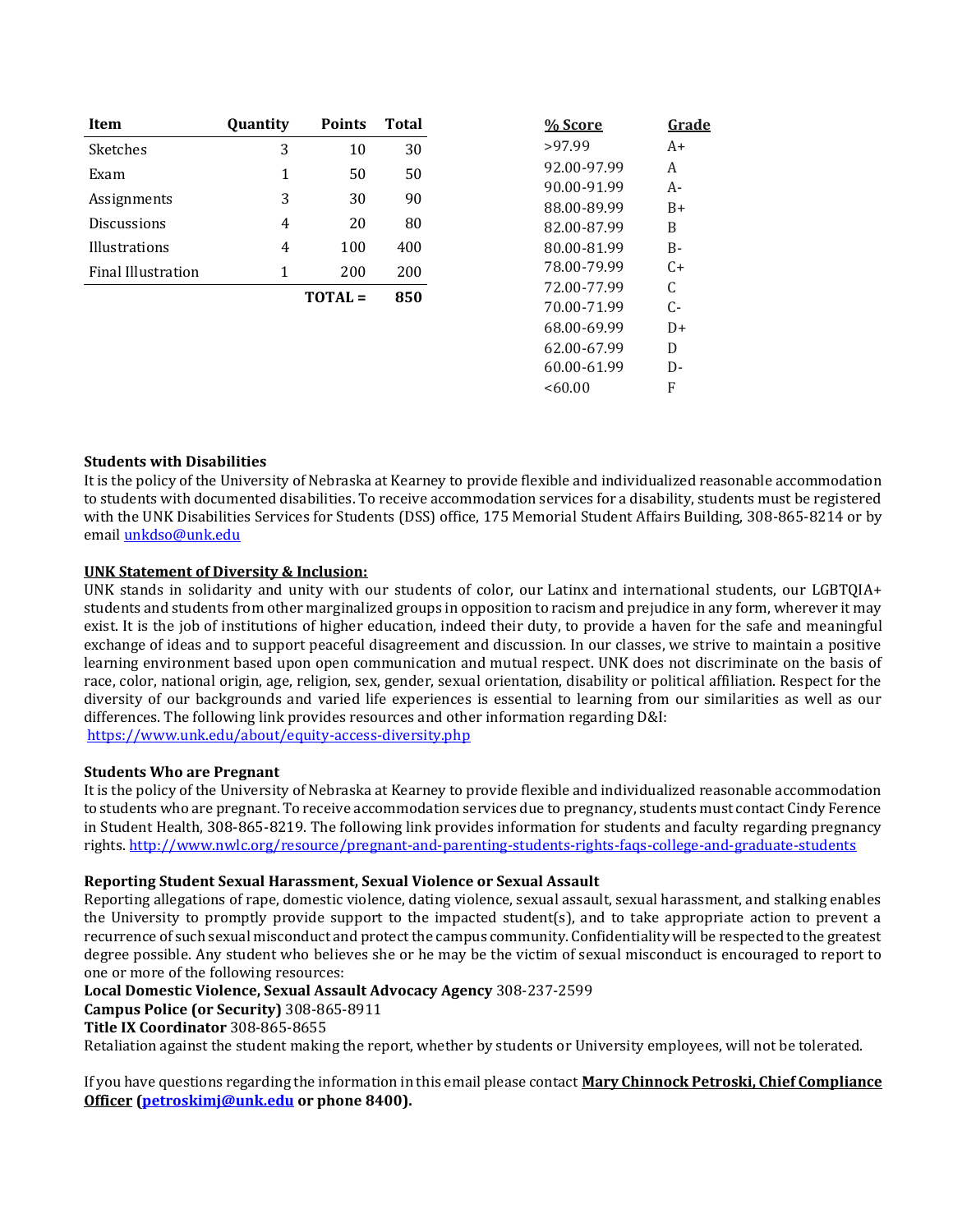| Item | Quantity | Points | Total |
|---|---|---|---|
| Sketches | 3 | 10 | 30 |
| Exam | 1 | 50 | 50 |
| Assignments | 3 | 30 | 90 |
| Discussions | 4 | 20 | 80 |
| Illustrations | 4 | 100 | 400 |
| Final Illustration | 1 | 200 | 200 |
| | | **TOTAL =** | **850** |

| % Score | Grade |
|---|---|
| >97.99 | A+ |
| 92.00-97.99 | A |
| 90.00-91.99 | A- |
| 88.00-89.99 | B+ |
| 82.00-87.99 | B |
| 80.00-81.99 | B- |
| 78.00-79.99 | C+ |
| 72.00-77.99 | C |
| 70.00-71.99 | C- |
| 68.00-69.99 | D+ |
| 62.00-67.99 | D |
| 60.00-61.99 | D- |
| <60.00 | F |

**Students with Disabilities**
It is the policy of the University of Nebraska at Kearney to provide flexible and individualized reasonable accommodation to students with documented disabilities. To receive accommodation services for a disability, students must be registered with the UNK Disabilities Services for Students (DSS) office, 175 Memorial Student Affairs Building, 308-865-8214 or by email [unkdso@unk.edu](mailto:unkdso@unk.edu)

**UNK Statement of Diversity & Inclusion:**
UNK stands in solidarity and unity with our students of color, our Latinx and international students, our LGBTQIA+ students and students from other marginalized groups in opposition to racism and prejudice in any form, wherever it may exist. It is the job of institutions of higher education, indeed their duty, to provide a haven for the safe and meaningful exchange of ideas and to support peaceful disagreement and discussion. In our classes, we strive to maintain a positive learning environment based upon open communication and mutual respect. UNK does not discriminate on the basis of race, color, national origin, age, religion, sex, gender, sexual orientation, disability or political affiliation. Respect for the diversity of our backgrounds and varied life experiences is essential to learning from our similarities as well as our differences. The following link provides resources and other information regarding D&I:
https://www.unk.edu/about/equity-access-diversity.php

**Students Who are Pregnant**
It is the policy of the University of Nebraska at Kearney to provide flexible and individualized reasonable accommodation to students who are pregnant. To receive accommodation services due to pregnancy, students must contact Cindy Ference in Student Health, 308-865-8219. The following link provides information for students and faculty regarding pregnancy rights. http://www.nwlc.org/resource/pregnant-and-parenting-students-rights-faqs-college-and-graduate-students

**Reporting Student Sexual Harassment, Sexual Violence or Sexual Assault**
Reporting allegations of rape, domestic violence, dating violence, sexual assault, sexual harassment, and stalking enables the University to promptly provide support to the impacted student(s), and to take appropriate action to prevent a recurrence of such sexual misconduct and protect the campus community. Confidentiality will be respected to the greatest degree possible. Any student who believes she or he may be the victim of sexual misconduct is encouraged to report to one or more of the following resources:
**Local Domestic Violence, Sexual Assault Advocacy Agency** 308-237-2599
**Campus Police (or Security)** 308-865-8911
**Title IX Coordinator** 308-865-8655
Retaliation against the student making the report, whether by students or University employees, will not be tolerated.

If you have questions regarding the information in this email please contact **Mary Chinnock Petroski, Chief Compliance Officer ([petroskimj@unk.edu](mailto:petroskimj@unk.edu) or phone 8400).**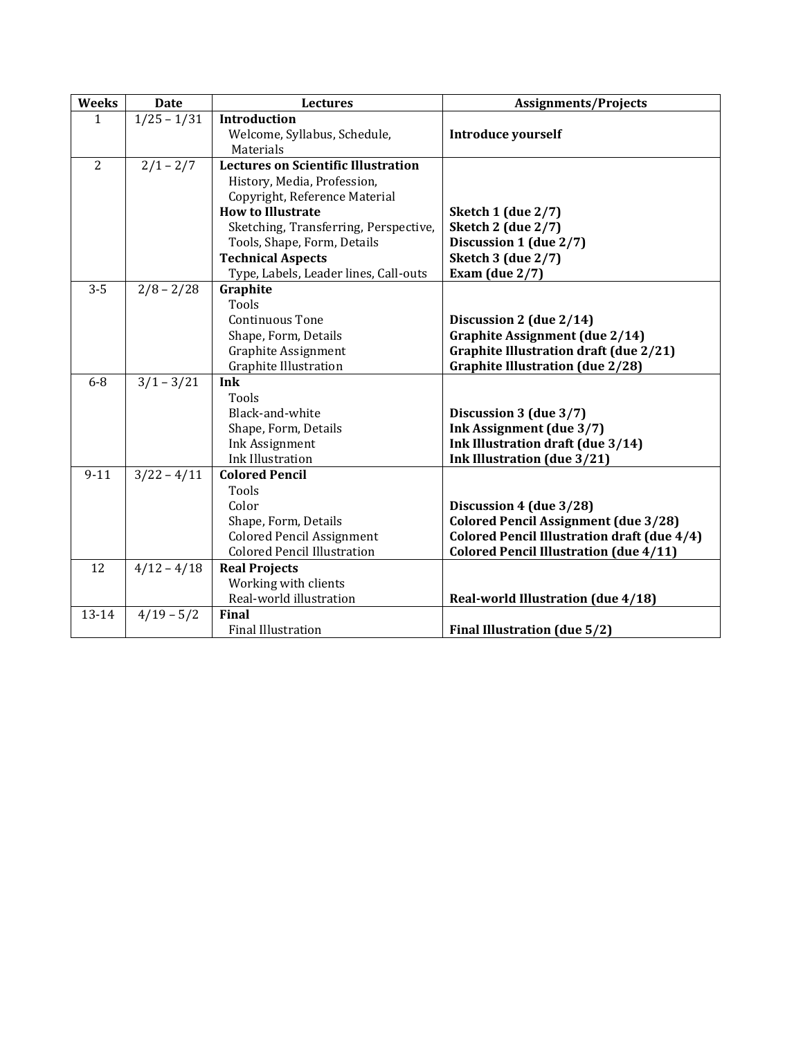| Weeks | Date | Lectures | Assignments/Projects |
| --- | --- | --- | --- |
| 1 | 1/25 – 1/31 | **Introduction**<br>Welcome, Syllabus, Schedule, Materials | **Introduce yourself** |
| 2 | 2/1 – 2/7 | **Lectures on Scientific Illustration**<br>History, Media, Profession, Copyright, Reference Material<br>**How to Illustrate**<br>Sketching, Transferring, Perspective, Tools, Shape, Form, Details<br>**Technical Aspects**<br>Type, Labels, Leader lines, Call-outs | **Sketch 1 (due 2/7)**<br>**Sketch 2 (due 2/7)**<br>**Discussion 1 (due 2/7)**<br>**Sketch 3 (due 2/7)**<br>**Exam (due 2/7)** |
| 3-5 | 2/8 – 2/28 | **Graphite**<br>Tools<br>Continuous Tone<br>Shape, Form, Details<br>Graphite Assignment<br>Graphite Illustration | **Discussion 2 (due 2/14)**<br>**Graphite Assignment (due 2/14)**<br>**Graphite Illustration draft (due 2/21)**<br>**Graphite Illustration (due 2/28)** |
| 6-8 | 3/1 – 3/21 | **Ink**<br>Tools<br>Black-and-white<br>Shape, Form, Details<br>Ink Assignment<br>Ink Illustration | **Discussion 3 (due 3/7)**<br>**Ink Assignment (due 3/7)**<br>**Ink Illustration draft (due 3/14)**<br>**Ink Illustration (due 3/21)** |
| 9-11 | 3/22 – 4/11 | **Colored Pencil**<br>Tools<br>Color<br>Shape, Form, Details<br>Colored Pencil Assignment<br>Colored Pencil Illustration | **Discussion 4 (due 3/28)**<br>**Colored Pencil Assignment (due 3/28)**<br>**Colored Pencil Illustration draft (due 4/4)**<br>**Colored Pencil Illustration (due 4/11)** |
| 12 | 4/12 – 4/18 | **Real Projects**<br>Working with clients<br>Real-world illustration | **Real-world Illustration (due 4/18)** |
| 13-14 | 4/19 – 5/2 | **Final**<br>Final Illustration | **Final Illustration (due 5/2)** |